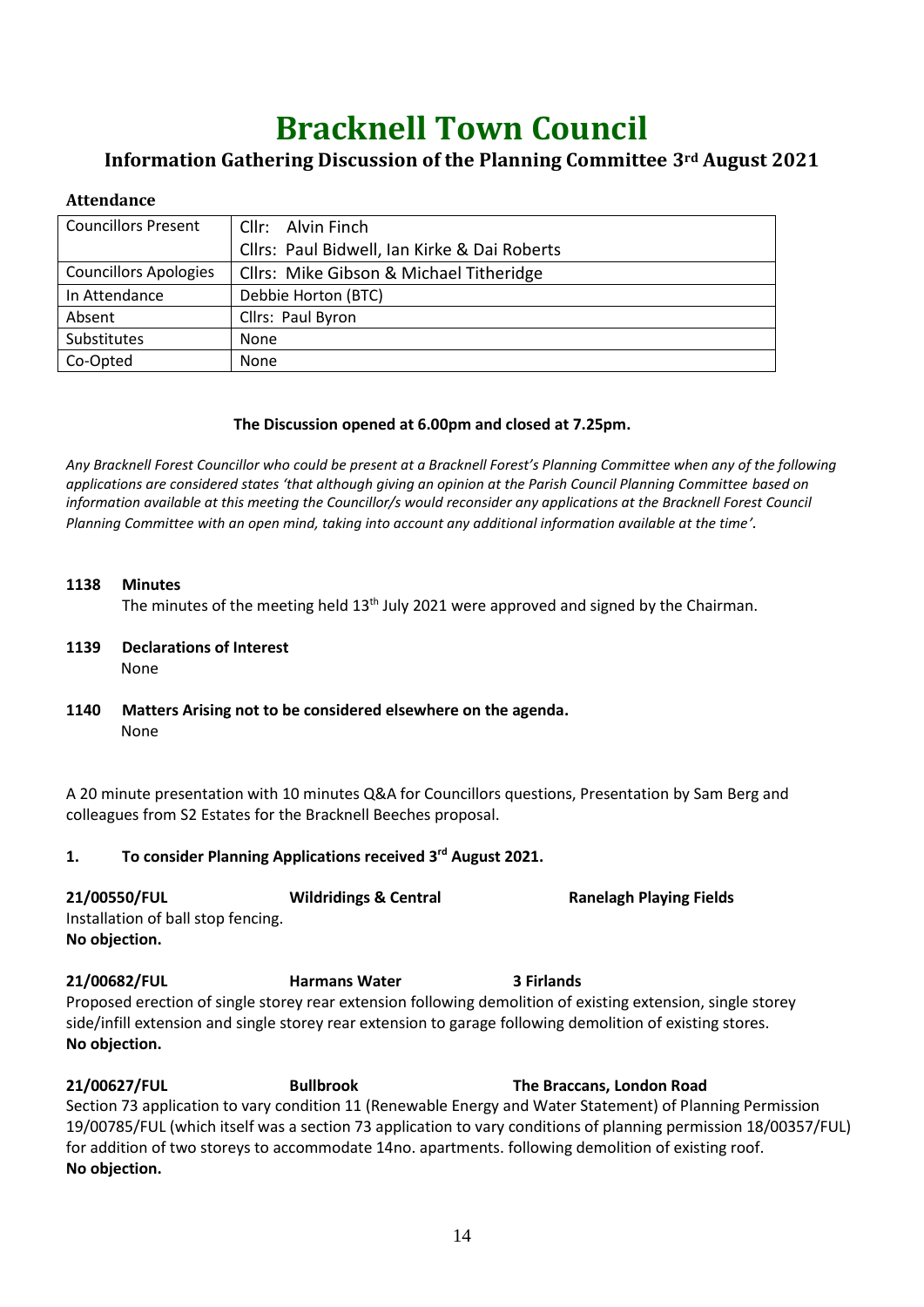# Bracknell Town Council

## Information Gathering Discussion of the Planning Committee 3rd August 2021

### Attendance

| | |
|---|---|
| Councillors Present | Cllr: Alvin Finch<br>Cllrs: Paul Bidwell, Ian Kirke & Dai Roberts |
| Councillors Apologies | Cllrs: Mike Gibson & Michael Titheridge |
| In Attendance | Debbie Horton (BTC) |
| Absent | Cllrs: Paul Byron |
| Substitutes | None |
| Co-Opted | None |

**The Discussion opened at 6.00pm and closed at 7.25pm.**

*Any Bracknell Forest Councillor who could be present at a Bracknell Forest's Planning Committee when any of the following applications are considered states 'that although giving an opinion at the Parish Council Planning Committee based on information available at this meeting the Councillor/s would reconsider any applications at the Bracknell Forest Council Planning Committee with an open mind, taking into account any additional information available at the time'.*

**1138 Minutes**

The minutes of the meeting held 13th July 2021 were approved and signed by the Chairman.

**1139 Declarations of Interest**

None

**1140 Matters Arising not to be considered elsewhere on the agenda.**

None

A 20 minute presentation with 10 minutes Q&A for Councillors questions, Presentation by Sam Berg and colleagues from S2 Estates for the Bracknell Beeches proposal.

**1. To consider Planning Applications received 3rd August 2021.**

**21/00550/FUL** **Wildridings & Central** **Ranelagh Playing Fields**

Installation of ball stop fencing.

**No objection.**

**21/00682/FUL** **Harmans Water** **3 Firlands**

Proposed erection of single storey rear extension following demolition of existing extension, single storey side/infill extension and single storey rear extension to garage following demolition of existing stores.

**No objection.**

**21/00627/FUL** **Bullbrook** **The Braccans, London Road**

Section 73 application to vary condition 11 (Renewable Energy and Water Statement) of Planning Permission 19/00785/FUL (which itself was a section 73 application to vary conditions of planning permission 18/00357/FUL) for addition of two storeys to accommodate 14no. apartments. following demolition of existing roof.

**No objection.**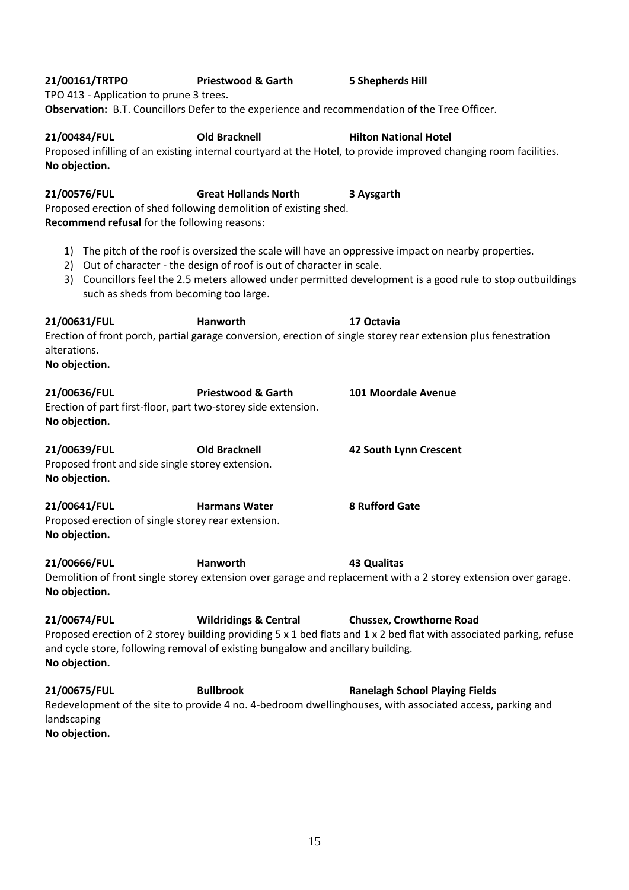**21/00161/TRTPO** **Priestwood & Garth** **5 Shepherds Hill**

TPO 413 - Application to prune 3 trees.

**Observation:** B.T. Councillors Defer to the experience and recommendation of the Tree Officer.

**21/00484/FUL** **Old Bracknell** **Hilton National Hotel**

Proposed infilling of an existing internal courtyard at the Hotel, to provide improved changing room facilities.

**No objection.**

**21/00576/FUL** **Great Hollands North** **3 Aysgarth**

Proposed erection of shed following demolition of existing shed.

**Recommend refusal** for the following reasons:

1) The pitch of the roof is oversized the scale will have an oppressive impact on nearby properties.
2) Out of character - the design of roof is out of character in scale.
3) Councillors feel the 2.5 meters allowed under permitted development is a good rule to stop outbuildings such as sheds from becoming too large.

**21/00631/FUL** **Hanworth** **17 Octavia**

Erection of front porch, partial garage conversion, erection of single storey rear extension plus fenestration alterations.

**No objection.**

**21/00636/FUL** **Priestwood & Garth** **101 Moordale Avenue**

Erection of part first-floor, part two-storey side extension.

**No objection.**

**21/00639/FUL** **Old Bracknell** **42 South Lynn Crescent**

Proposed front and side single storey extension.

**No objection.**

**21/00641/FUL** **Harmans Water** **8 Rufford Gate**

Proposed erection of single storey rear extension.

**No objection.**

**21/00666/FUL** **Hanworth** **43 Qualitas**

Demolition of front single storey extension over garage and replacement with a 2 storey extension over garage.

**No objection.**

**21/00674/FUL** **Wildridings & Central** **Chussex, Crowthorne Road**

Proposed erection of 2 storey building providing 5 x 1 bed flats and 1 x 2 bed flat with associated parking, refuse and cycle store, following removal of existing bungalow and ancillary building.

**No objection.**

**21/00675/FUL** **Bullbrook** **Ranelagh School Playing Fields**

Redevelopment of the site to provide 4 no. 4-bedroom dwellinghouses, with associated access, parking and landscaping

**No objection.**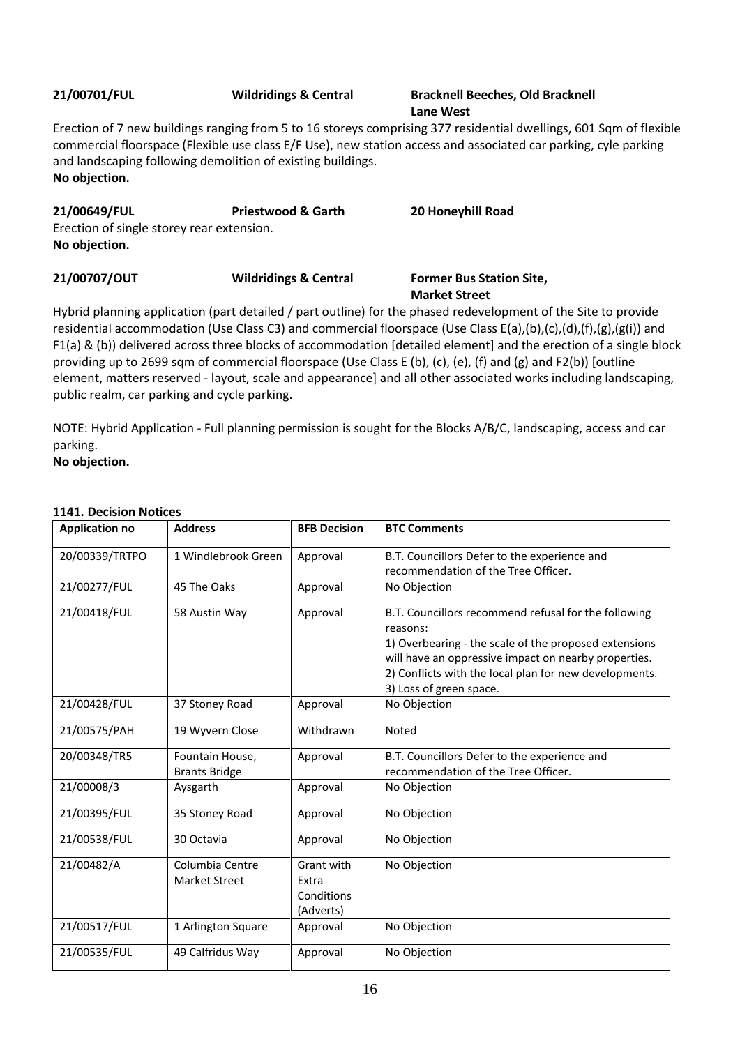**21/00701/FUL** **Wildridings & Central** **Bracknell Beeches, Old Bracknell Lane West**

Erection of 7 new buildings ranging from 5 to 16 storeys comprising 377 residential dwellings, 601 Sqm of flexible commercial floorspace (Flexible use class E/F Use), new station access and associated car parking, cyle parking and landscaping following demolition of existing buildings.
**No objection.**

**21/00649/FUL** **Priestwood & Garth** **20 Honeyhill Road**

Erection of single storey rear extension.
**No objection.**

**21/00707/OUT** **Wildridings & Central** **Former Bus Station Site, Market Street**

Hybrid planning application (part detailed / part outline) for the phased redevelopment of the Site to provide residential accommodation (Use Class C3) and commercial floorspace (Use Class E(a),(b),(c),(d),(f),(g),(g(i)) and F1(a) & (b)) delivered across three blocks of accommodation [detailed element] and the erection of a single block providing up to 2699 sqm of commercial floorspace (Use Class E (b), (c), (e), (f) and (g) and F2(b)) [outline element, matters reserved - layout, scale and appearance] and all other associated works including landscaping, public realm, car parking and cycle parking.

NOTE: Hybrid Application - Full planning permission is sought for the Blocks A/B/C, landscaping, access and car parking.
**No objection.**

**1141. Decision Notices**

| Application no | Address | BFB Decision | BTC Comments |
|---|---|---|---|
| 20/00339/TRTPO | 1 Windlebrook Green | Approval | B.T. Councillors Defer to the experience and recommendation of the Tree Officer. |
| 21/00277/FUL | 45 The Oaks | Approval | No Objection |
| 21/00418/FUL | 58 Austin Way | Approval | B.T. Councillors recommend refusal for the following reasons:<br>1) Overbearing - the scale of the proposed extensions will have an oppressive impact on nearby properties.<br>2) Conflicts with the local plan for new developments.<br>3) Loss of green space. |
| 21/00428/FUL | 37 Stoney Road | Approval | No Objection |
| 21/00575/PAH | 19 Wyvern Close | Withdrawn | Noted |
| 20/00348/TR5 | Fountain House, Brants Bridge | Approval | B.T. Councillors Defer to the experience and recommendation of the Tree Officer. |
| 21/00008/3 | Aysgarth | Approval | No Objection |
| 21/00395/FUL | 35 Stoney Road | Approval | No Objection |
| 21/00538/FUL | 30 Octavia | Approval | No Objection |
| 21/00482/A | Columbia Centre Market Street | Grant with Extra Conditions (Adverts) | No Objection |
| 21/00517/FUL | 1 Arlington Square | Approval | No Objection |
| 21/00535/FUL | 49 Calfridus Way | Approval | No Objection |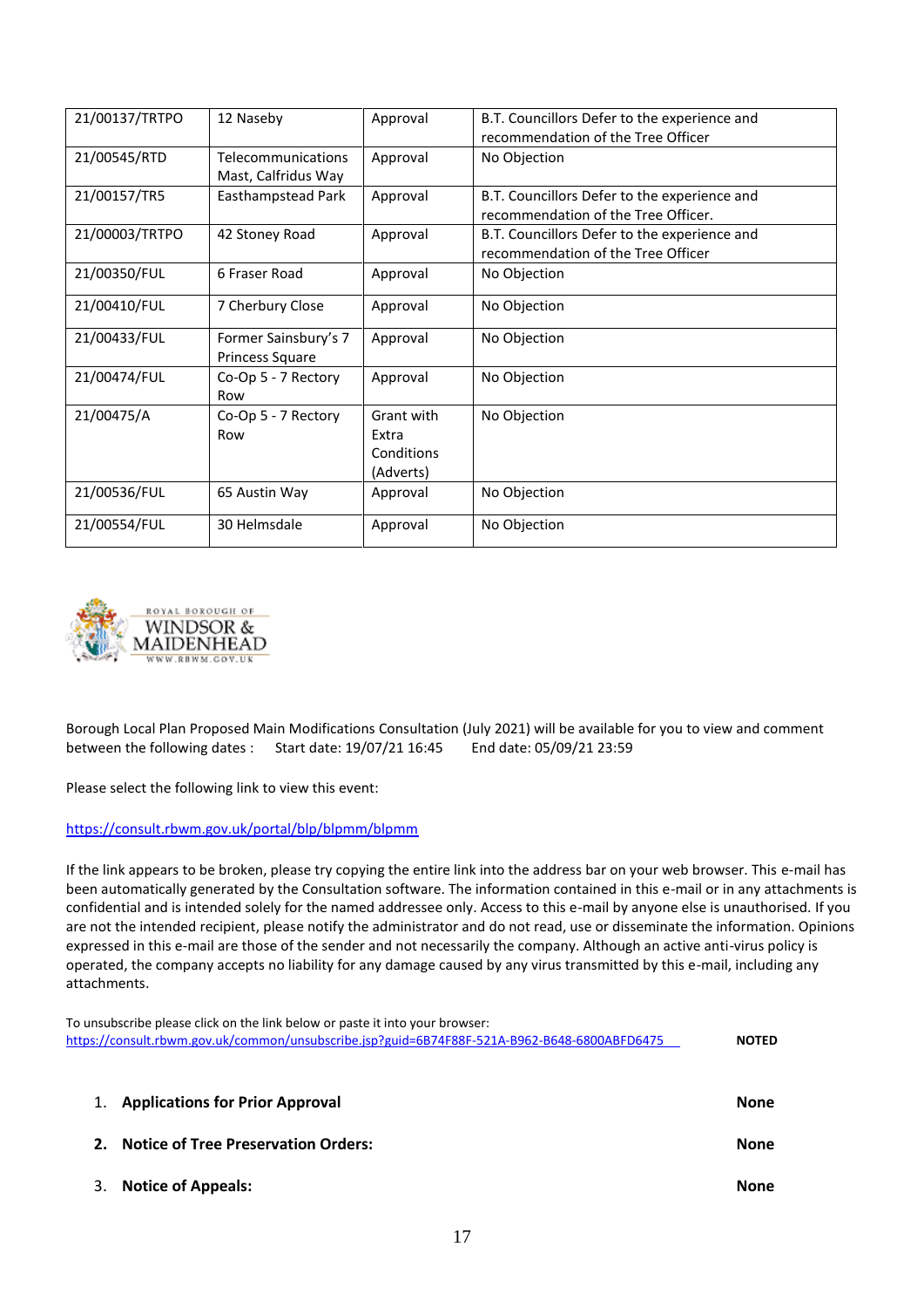| 21/00137/TRTPO | 12 Naseby | Approval | B.T. Councillors Defer to the experience and recommendation of the Tree Officer |
|---|---|---|---|
| 21/00545/RTD | Telecommunications Mast, Calfridus Way | Approval | No Objection |
| 21/00157/TR5 | Easthampstead Park | Approval | B.T. Councillors Defer to the experience and recommendation of the Tree Officer. |
| 21/00003/TRTPO | 42 Stoney Road | Approval | B.T. Councillors Defer to the experience and recommendation of the Tree Officer |
| 21/00350/FUL | 6 Fraser Road | Approval | No Objection |
| 21/00410/FUL | 7 Cherbury Close | Approval | No Objection |
| 21/00433/FUL | Former Sainsbury's 7 Princess Square | Approval | No Objection |
| 21/00474/FUL | Co-Op 5 - 7 Rectory Row | Approval | No Objection |
| 21/00475/A | Co-Op 5 - 7 Rectory Row | Grant with Extra Conditions (Adverts) | No Objection |
| 21/00536/FUL | 65 Austin Way | Approval | No Objection |
| 21/00554/FUL | 30 Helmsdale | Approval | No Objection |

ROYAL BOROUGH OF WINDSOR & MAIDENHEAD
WWW.RBWM.GOV.UK

Borough Local Plan Proposed Main Modifications Consultation (July 2021) will be available for you to view and comment between the following dates : Start date: 19/07/21 16:45 End date: 05/09/21 23:59

Please select the following link to view this event:

https://consult.rbwm.gov.uk/portal/blp/blpmm/blpmm

If the link appears to be broken, please try copying the entire link into the address bar on your web browser. This e-mail has been automatically generated by the Consultation software. The information contained in this e-mail or in any attachments is confidential and is intended solely for the named addressee only. Access to this e-mail by anyone else is unauthorised. If you are not the intended recipient, please notify the administrator and do not read, use or disseminate the information. Opinions expressed in this e-mail are those of the sender and not necessarily the company. Although an active anti-virus policy is operated, the company accepts no liability for any damage caused by any virus transmitted by this e-mail, including any attachments.

To unsubscribe please click on the link below or paste it into your browser:
https://consult.rbwm.gov.uk/common/unsubscribe.jsp?guid=6B74F88F-521A-B962-B648-6800ABFD6475 **NOTED**

1. **Applications for Prior Approval** **None**
2. **Notice of Tree Preservation Orders:** **None**
3. **Notice of Appeals:** **None**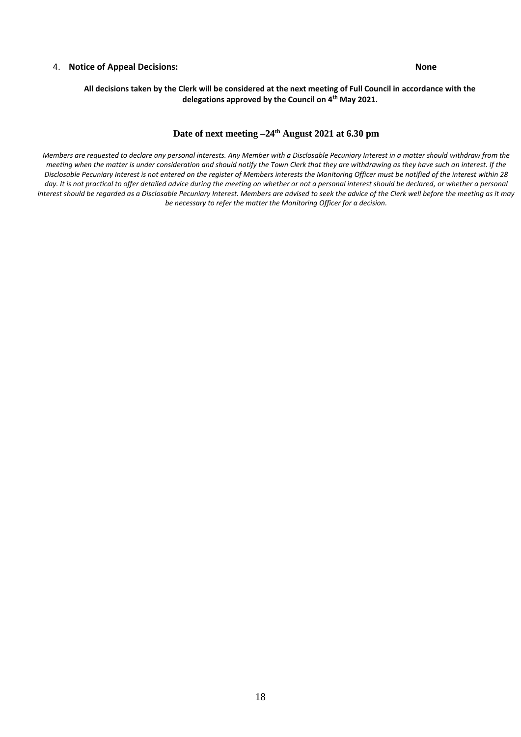4. **Notice of Appeal Decisions:** **None**

**All decisions taken by the Clerk will be considered at the next meeting of Full Council in accordance with the delegations approved by the Council on 4th May 2021.**

**Date of next meeting –24th August 2021 at 6.30 pm**

*Members are requested to declare any personal interests. Any Member with a Disclosable Pecuniary Interest in a matter should withdraw from the meeting when the matter is under consideration and should notify the Town Clerk that they are withdrawing as they have such an interest. If the Disclosable Pecuniary Interest is not entered on the register of Members interests the Monitoring Officer must be notified of the interest within 28 day. It is not practical to offer detailed advice during the meeting on whether or not a personal interest should be declared, or whether a personal interest should be regarded as a Disclosable Pecuniary Interest. Members are advised to seek the advice of the Clerk well before the meeting as it may be necessary to refer the matter the Monitoring Officer for a decision.*